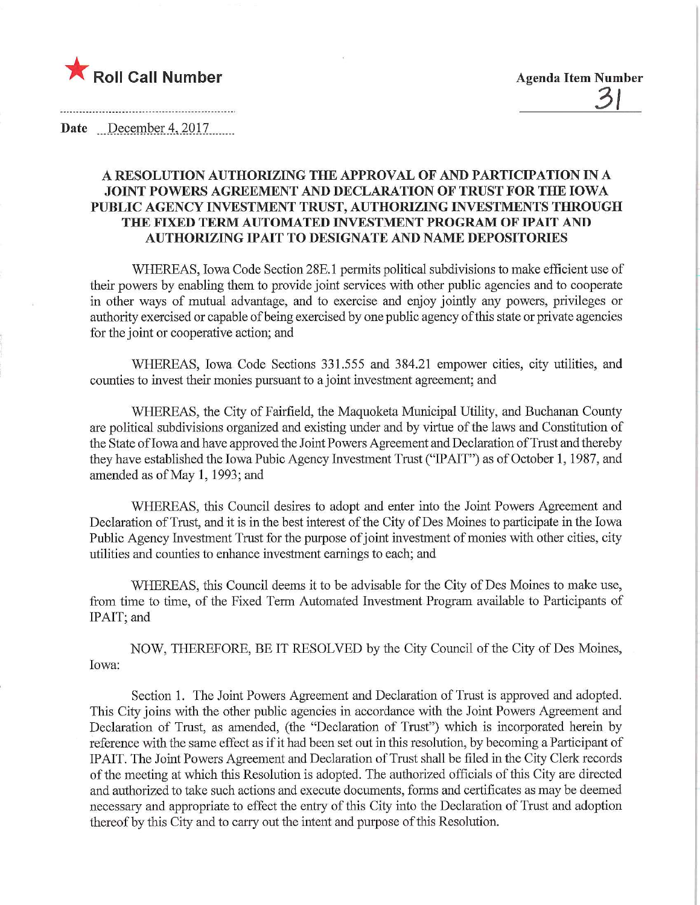★ **Roll Call Number**

**Agenda Item Number**
31

**Date** December 4, 2017

## A RESOLUTION AUTHORIZING THE APPROVAL OF AND PARTICIPATION IN A JOINT POWERS AGREEMENT AND DECLARATION OF TRUST FOR THE IOWA PUBLIC AGENCY INVESTMENT TRUST, AUTHORIZING INVESTMENTS THROUGH THE FIXED TERM AUTOMATED INVESTMENT PROGRAM OF IPAIT AND AUTHORIZING IPAIT TO DESIGNATE AND NAME DEPOSITORIES

WHEREAS, Iowa Code Section 28E.1 permits political subdivisions to make efficient use of their powers by enabling them to provide joint services with other public agencies and to cooperate in other ways of mutual advantage, and to exercise and enjoy jointly any powers, privileges or authority exercised or capable of being exercised by one public agency of this state or private agencies for the joint or cooperative action; and

WHEREAS, Iowa Code Sections 331.555 and 384.21 empower cities, city utilities, and counties to invest their monies pursuant to a joint investment agreement; and

WHEREAS, the City of Fairfield, the Maquoketa Municipal Utility, and Buchanan County are political subdivisions organized and existing under and by virtue of the laws and Constitution of the State of Iowa and have approved the Joint Powers Agreement and Declaration of Trust and thereby they have established the Iowa Pubic Agency Investment Trust ("IPAIT") as of October 1, 1987, and amended as of May 1, 1993; and

WHEREAS, this Council desires to adopt and enter into the Joint Powers Agreement and Declaration of Trust, and it is in the best interest of the City of Des Moines to participate in the Iowa Public Agency Investment Trust for the purpose of joint investment of monies with other cities, city utilities and counties to enhance investment earnings to each; and

WHEREAS, this Council deems it to be advisable for the City of Des Moines to make use, from time to time, of the Fixed Term Automated Investment Program available to Participants of IPAIT; and

NOW, THEREFORE, BE IT RESOLVED by the City Council of the City of Des Moines, Iowa:

Section 1. The Joint Powers Agreement and Declaration of Trust is approved and adopted. This City joins with the other public agencies in accordance with the Joint Powers Agreement and Declaration of Trust, as amended, (the "Declaration of Trust") which is incorporated herein by reference with the same effect as if it had been set out in this resolution, by becoming a Participant of IPAIT. The Joint Powers Agreement and Declaration of Trust shall be filed in the City Clerk records of the meeting at which this Resolution is adopted. The authorized officials of this City are directed and authorized to take such actions and execute documents, forms and certificates as may be deemed necessary and appropriate to effect the entry of this City into the Declaration of Trust and adoption thereof by this City and to carry out the intent and purpose of this Resolution.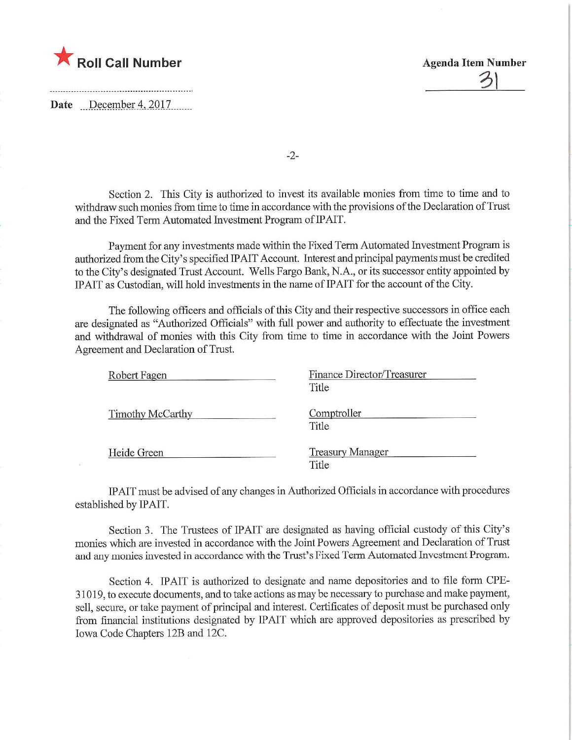Section 2. This City is authorized to invest its available monies from time to time and to withdraw such monies from time to time in accordance with the provisions of the Declaration of Trust and the Fixed Term Automated Investment Program of IPAIT.

Payment for any investments made within the Fixed Term Automated Investment Program is authorized from the City's specified IPAIT Account. Interest and principal payments must be credited to the City's designated Trust Account. Wells Fargo Bank, N.A., or its successor entity appointed by IPAIT as Custodian, will hold investments in the name of IPAIT for the account of the City.

The following officers and officials of this City and their respective successors in office each are designated as "Authorized Officials" with full power and authority to effectuate the investment and withdrawal of monies with this City from time to time in accordance with the Joint Powers Agreement and Declaration of Trust.

| Name | Title |
|---|---|
| Robert Fagen | Finance Director/Treasurer |
| Timothy McCarthy | Comptroller |
| Heide Green | Treasury Manager |

IPAIT must be advised of any changes in Authorized Officials in accordance with procedures established by IPAIT.

Section 3. The Trustees of IPAIT are designated as having official custody of this City's monies which are invested in accordance with the Joint Powers Agreement and Declaration of Trust and any monies invested in accordance with the Trust's Fixed Term Automated Investment Program.

Section 4. IPAIT is authorized to designate and name depositories and to file form CPE-31019, to execute documents, and to take actions as may be necessary to purchase and make payment, sell, secure, or take payment of principal and interest. Certificates of deposit must be purchased only from financial institutions designated by IPAIT which are approved depositories as prescribed by Iowa Code Chapters 12B and 12C.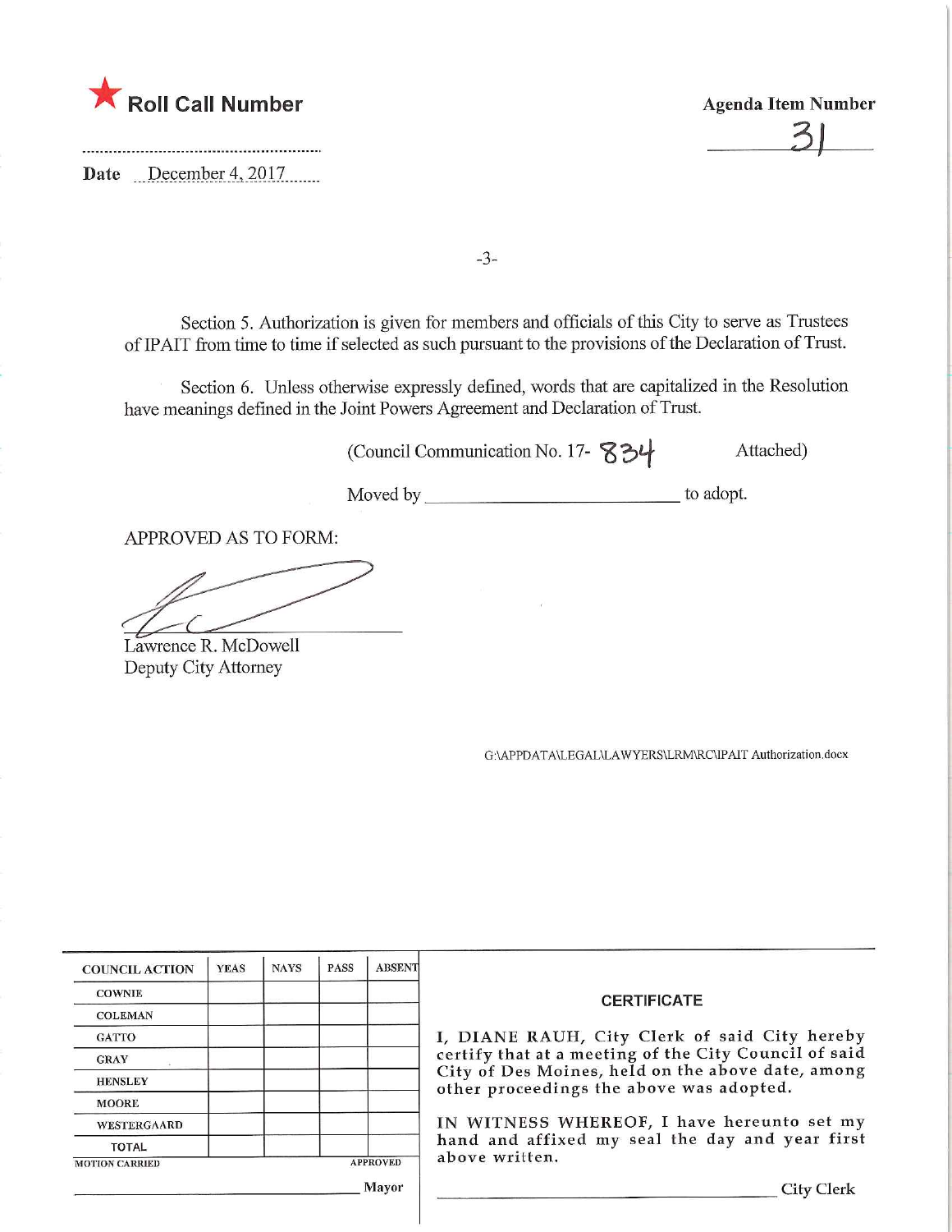★ **Roll Call Number**

Date December 4, 2017

**Agenda Item Number**

31

Section 5. Authorization is given for members and officials of this City to serve as Trustees of IPAIT from time to time if selected as such pursuant to the provisions of the Declaration of Trust.

Section 6. Unless otherwise expressly defined, words that are capitalized in the Resolution have meanings defined in the Joint Powers Agreement and Declaration of Trust.

(Council Communication No. 17- 834 Attached)

Moved by ______________________ to adopt.

APPROVED AS TO FORM:

Lawrence R. McDowell
Deputy City Attorney

G:\APPDATA\LEGAL\LAWYERS\LRM\RC\IPAIT Authorization.docx

| COUNCIL ACTION | YEAS | NAYS | PASS | ABSENT |
|---|---|---|---|---|
| COWNIE | | | | |
| COLEMAN | | | | |
| GATTO | | | | |
| GRAY | | | | |
| HENSLEY | | | | |
| MOORE | | | | |
| WESTERGAARD | | | | |
| TOTAL | | | | |

MOTION CARRIED APPROVED

______________________ Mayor

**CERTIFICATE**

I, DIANE RAUH, City Clerk of said City hereby certify that at a meeting of the City Council of said City of Des Moines, held on the above date, among other proceedings the above was adopted.

IN WITNESS WHEREOF, I have hereunto set my hand and affixed my seal the day and year first above written.

______________________ City Clerk